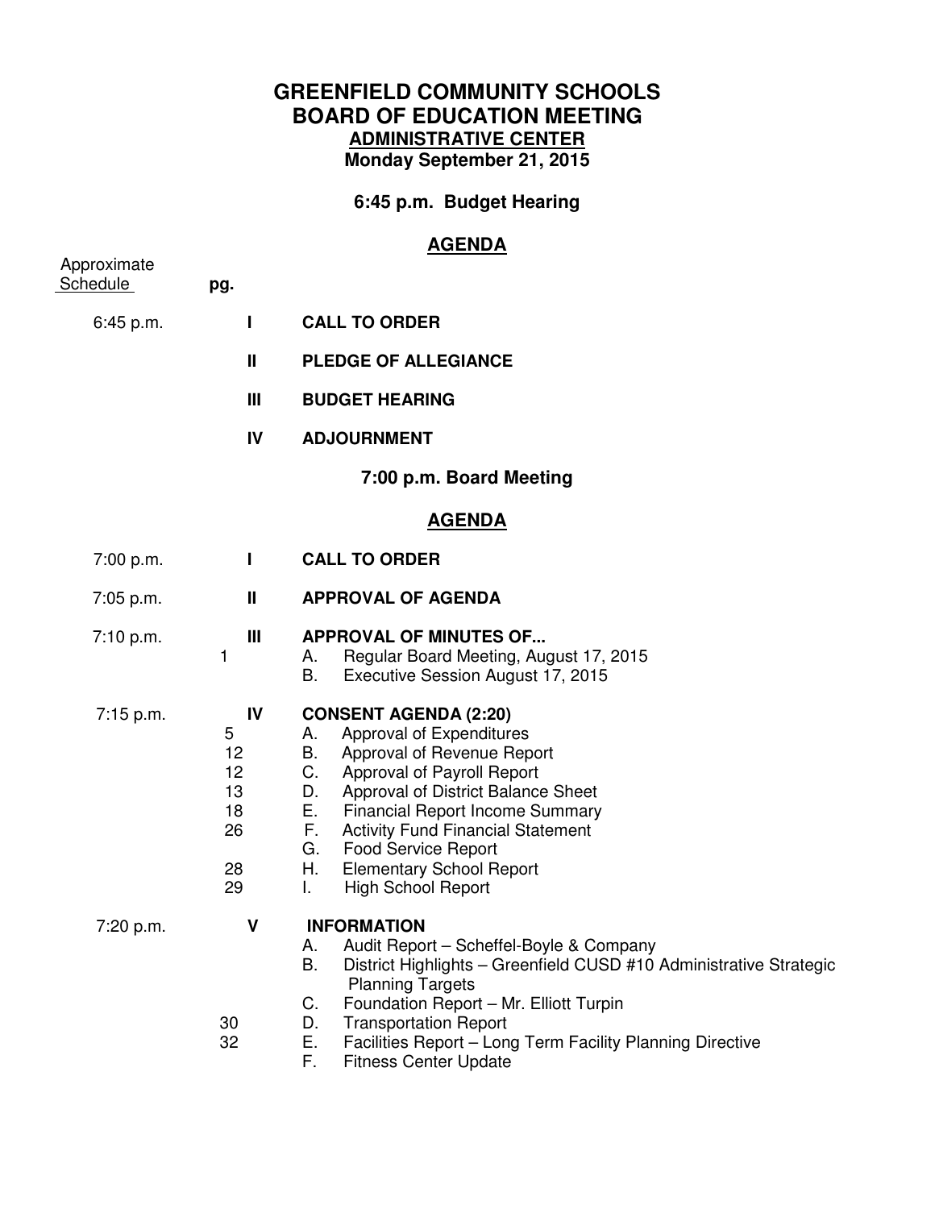# GREENFIELD COMMUNITY SCHOOLS
# BOARD OF EDUCATION MEETING
## ADMINISTRATIVE CENTER
**Monday September 21, 2015**

**6:45 p.m. Budget Hearing**

## AGENDA

| Approximate Schedule | pg. | | |
|---|---|---|---|
| 6:45 p.m. | | I | **CALL TO ORDER** |
| | | II | **PLEDGE OF ALLEGIANCE** |
| | | III | **BUDGET HEARING** |
| | | IV | **ADJOURNMENT** |

**7:00 p.m. Board Meeting**

## AGENDA

| Approximate Schedule | pg. | | |
|---|---|---|---|
| 7:00 p.m. | | I | **CALL TO ORDER** |
| 7:05 p.m. | | II | **APPROVAL OF AGENDA** |
| 7:10 p.m. | | III | **APPROVAL OF MINUTES OF...** |
| | 1 | | A. Regular Board Meeting, August 17, 2015 |
| | | | B. Executive Session August 17, 2015 |
| 7:15 p.m. | | IV | **CONSENT AGENDA (2:20)** |
| | 5 | | A. Approval of Expenditures |
| | 12 | | B. Approval of Revenue Report |
| | 12 | | C. Approval of Payroll Report |
| | 13 | | D. Approval of District Balance Sheet |
| | 18 | | E. Financial Report Income Summary |
| | 26 | | F. Activity Fund Financial Statement |
| | | | G. Food Service Report |
| | 28 | | H. Elementary School Report |
| | 29 | | I. High School Report |
| 7:20 p.m. | | V | **INFORMATION** |
| | | | A. Audit Report – Scheffel-Boyle & Company |
| | | | B. District Highlights – Greenfield CUSD #10 Administrative Strategic Planning Targets |
| | | | C. Foundation Report – Mr. Elliott Turpin |
| | 30 | | D. Transportation Report |
| | 32 | | E. Facilities Report – Long Term Facility Planning Directive |
| | | | F. Fitness Center Update |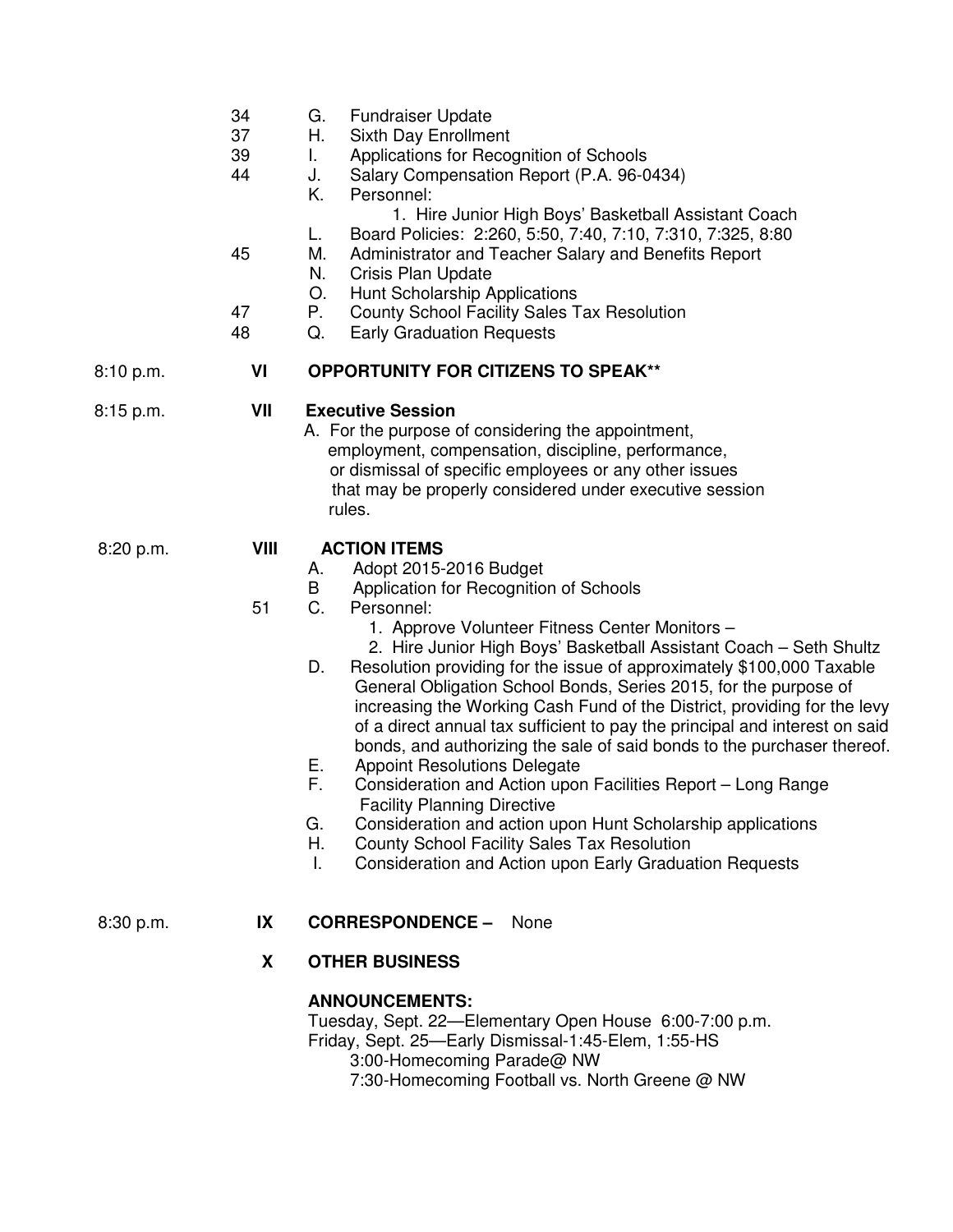| | | |
|---|---|---|
| | 34 | G. Fundraiser Update |
| | 37 | H. Sixth Day Enrollment |
| | 39 | I. Applications for Recognition of Schools |
| | 44 | J. Salary Compensation Report (P.A. 96-0434) |
| | | K. Personnel: 1. Hire Junior High Boys' Basketball Assistant Coach |
| | | L. Board Policies: 2:260, 5:50, 7:40, 7:10, 7:310, 7:325, 8:80 |
| | 45 | M. Administrator and Teacher Salary and Benefits Report |
| | | N. Crisis Plan Update |
| | | O. Hunt Scholarship Applications |
| | 47 | P. County School Facility Sales Tax Resolution |
| | 48 | Q. Early Graduation Requests |
| 8:10 p.m. | **VI** | **OPPORTUNITY FOR CITIZENS TO SPEAK\*\*** |
| 8:15 p.m. | **VII** | **Executive Session** |
| | | A. For the purpose of considering the appointment, employment, compensation, discipline, performance, or dismissal of specific employees or any other issues that may be properly considered under executive session rules. |
| 8:20 p.m. | **VIII** | **ACTION ITEMS** |
| | | A. Adopt 2015-2016 Budget |
| | | B Application for Recognition of Schools |
| | 51 | C. Personnel: 1. Approve Volunteer Fitness Center Monitors – 2. Hire Junior High Boys' Basketball Assistant Coach – Seth Shultz |
| | | D. Resolution providing for the issue of approximately $100,000 Taxable General Obligation School Bonds, Series 2015, for the purpose of increasing the Working Cash Fund of the District, providing for the levy of a direct annual tax sufficient to pay the principal and interest on said bonds, and authorizing the sale of said bonds to the purchaser thereof. |
| | | E. Appoint Resolutions Delegate |
| | | F. Consideration and Action upon Facilities Report – Long Range Facility Planning Directive |
| | | G. Consideration and action upon Hunt Scholarship applications |
| | | H. County School Facility Sales Tax Resolution |
| | | I. Consideration and Action upon Early Graduation Requests |
| 8:30 p.m. | **IX** | **CORRESPONDENCE –** None |
| | **X** | **OTHER BUSINESS** |

**ANNOUNCEMENTS:**

Tuesday, Sept. 22—Elementary Open House 6:00-7:00 p.m.

Friday, Sept. 25—Early Dismissal-1:45-Elem, 1:55-HS

3:00-Homecoming Parade@ NW

7:30-Homecoming Football vs. North Greene @ NW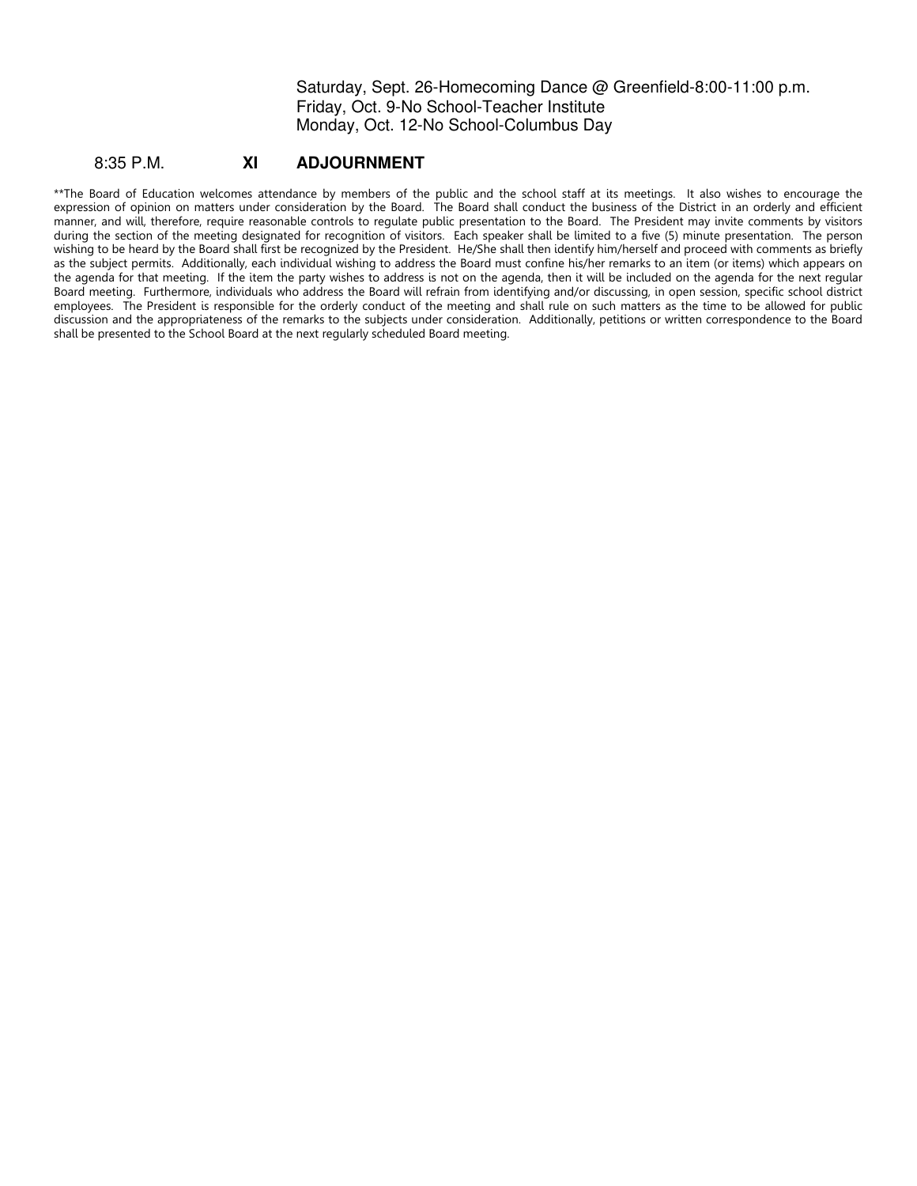Saturday, Sept. 26-Homecoming Dance @ Greenfield-8:00-11:00 p.m.
Friday, Oct. 9-No School-Teacher Institute
Monday, Oct. 12-No School-Columbus Day

8:35 P.M. **XI ADJOURNMENT**

**The Board of Education welcomes attendance by members of the public and the school staff at its meetings. It also wishes to encourage the expression of opinion on matters under consideration by the Board. The Board shall conduct the business of the District in an orderly and efficient manner, and will, therefore, require reasonable controls to regulate public presentation to the Board. The President may invite comments by visitors during the section of the meeting designated for recognition of visitors. Each speaker shall be limited to a five (5) minute presentation. The person wishing to be heard by the Board shall first be recognized by the President. He/She shall then identify him/herself and proceed with comments as briefly as the subject permits. Additionally, each individual wishing to address the Board must confine his/her remarks to an item (or items) which appears on the agenda for that meeting. If the item the party wishes to address is not on the agenda, then it will be included on the agenda for the next regular Board meeting. Furthermore, individuals who address the Board will refrain from identifying and/or discussing, in open session, specific school district employees. The President is responsible for the orderly conduct of the meeting and shall rule on such matters as the time to be allowed for public discussion and the appropriateness of the remarks to the subjects under consideration. Additionally, petitions or written correspondence to the Board shall be presented to the School Board at the next regularly scheduled Board meeting.